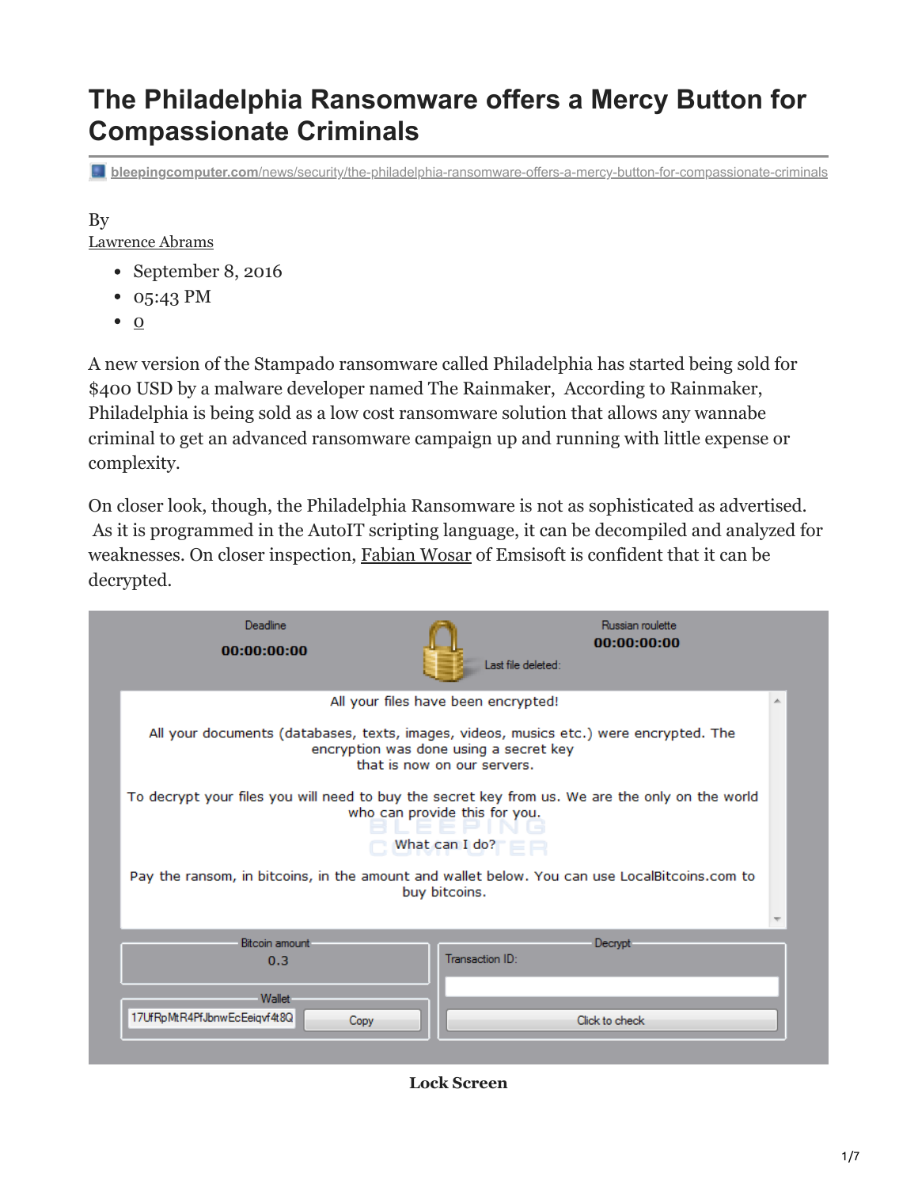# The Philadelphia Ransomware offers a Mercy Button for Compassionate Criminals

bleepingcomputer.com/news/security/the-philadelphia-ransomware-offers-a-mercy-button-for-compassionate-criminals

By
Lawrence Abrams

- September 8, 2016
- 05:43 PM
- 0

A new version of the Stampado ransomware called Philadelphia has started being sold for $400 USD by a malware developer named The Rainmaker, According to Rainmaker, Philadelphia is being sold as a low cost ransomware solution that allows any wannabe criminal to get an advanced ransomware campaign up and running with little expense or complexity.

On closer look, though, the Philadelphia Ransomware is not as sophisticated as advertised. As it is programmed in the AutoIT scripting language, it can be decompiled and analyzed for weaknesses. On closer inspection, Fabian Wosar of Emsisoft is confident that it can be decrypted.

**Lock Screen**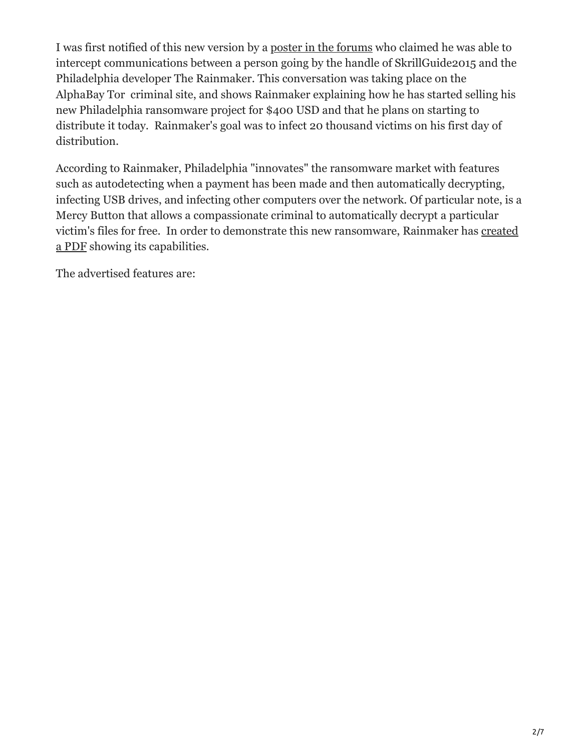I was first notified of this new version by a poster in the forums who claimed he was able to intercept communications between a person going by the handle of SkrillGuide2015 and the Philadelphia developer The Rainmaker. This conversation was taking place on the AlphaBay Tor criminal site, and shows Rainmaker explaining how he has started selling his new Philadelphia ransomware project for $400 USD and that he plans on starting to distribute it today. Rainmaker's goal was to infect 20 thousand victims on his first day of distribution.

According to Rainmaker, Philadelphia "innovates" the ransomware market with features such as autodetecting when a payment has been made and then automatically decrypting, infecting USB drives, and infecting other computers over the network. Of particular note, is a Mercy Button that allows a compassionate criminal to automatically decrypt a particular victim's files for free. In order to demonstrate this new ransomware, Rainmaker has created a PDF showing its capabilities.

The advertised features are: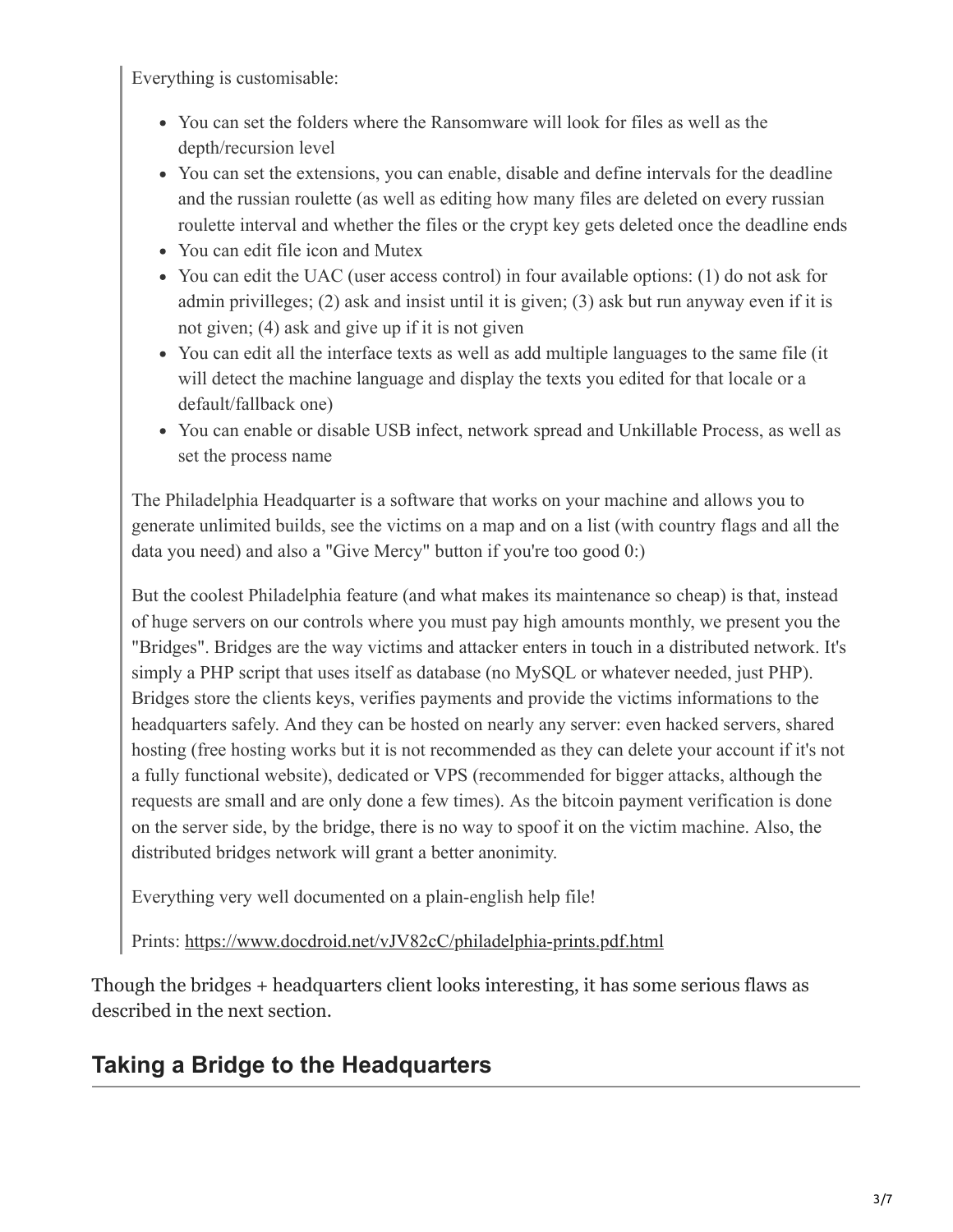> Everything is customisable:
>
> - You can set the folders where the Ransomware will look for files as well as the depth/recursion level
> - You can set the extensions, you can enable, disable and define intervals for the deadline and the russian roulette (as well as editing how many files are deleted on every russian roulette interval and whether the files or the crypt key gets deleted once the deadline ends
> - You can edit file icon and Mutex
> - You can edit the UAC (user access control) in four available options: (1) do not ask for admin privilleges; (2) ask and insist until it is given; (3) ask but run anyway even if it is not given; (4) ask and give up if it is not given
> - You can edit all the interface texts as well as add multiple languages to the same file (it will detect the machine language and display the texts you edited for that locale or a default/fallback one)
> - You can enable or disable USB infect, network spread and Unkillable Process, as well as set the process name
>
> The Philadelphia Headquarter is a software that works on your machine and allows you to generate unlimited builds, see the victims on a map and on a list (with country flags and all the data you need) and also a "Give Mercy" button if you're too good 0:)
>
> But the coolest Philadelphia feature (and what makes its maintenance so cheap) is that, instead of huge servers on our controls where you must pay high amounts monthly, we present you the "Bridges". Bridges are the way victims and attacker enters in touch in a distributed network. It's simply a PHP script that uses itself as database (no MySQL or whatever needed, just PHP). Bridges store the clients keys, verifies payments and provide the victims informations to the headquarters safely. And they can be hosted on nearly any server: even hacked servers, shared hosting (free hosting works but it is not recommended as they can delete your account if it's not a fully functional website), dedicated or VPS (recommended for bigger attacks, although the requests are small and are only done a few times). As the bitcoin payment verification is done on the server side, by the bridge, there is no way to spoof it on the victim machine. Also, the distributed bridges network will grant a better anonimity.
>
> Everything very well documented on a plain-english help file!
>
> Prints: https://www.docdroid.net/vJV82cC/philadelphia-prints.pdf.html

Though the bridges + headquarters client looks interesting, it has some serious flaws as described in the next section.

## Taking a Bridge to the Headquarters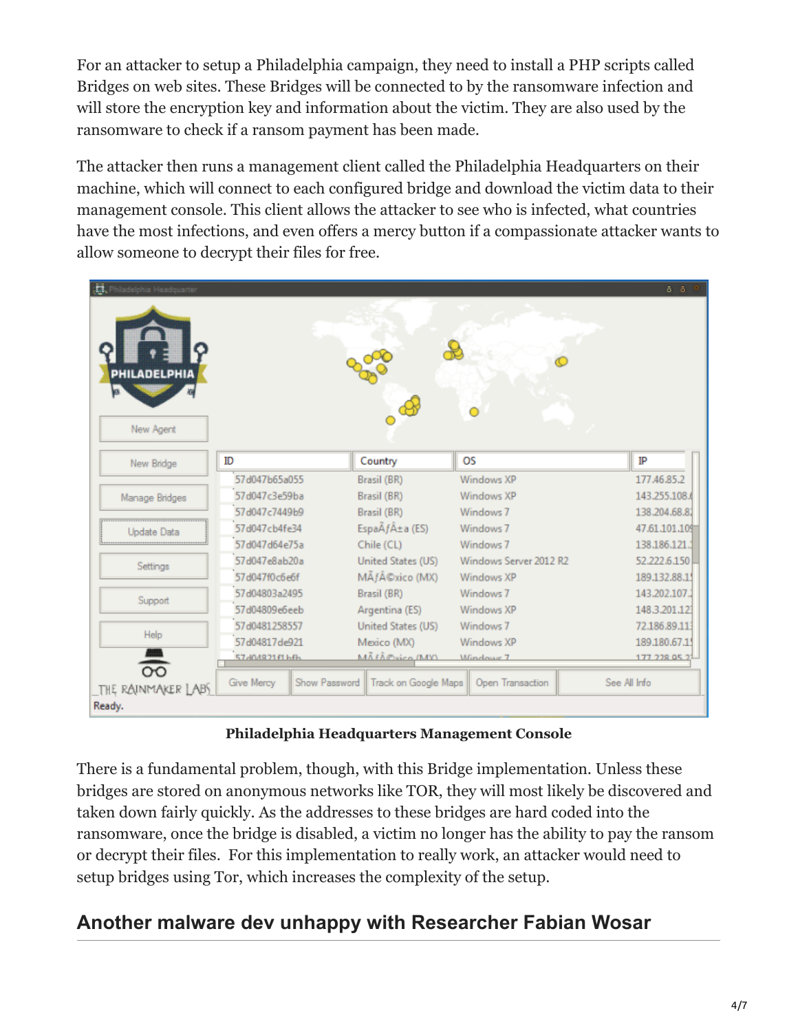For an attacker to setup a Philadelphia campaign, they need to install a PHP scripts called Bridges on web sites. These Bridges will be connected to by the ransomware infection and will store the encryption key and information about the victim. They are also used by the ransomware to check if a ransom payment has been made.

The attacker then runs a management client called the Philadelphia Headquarters on their machine, which will connect to each configured bridge and download the victim data to their management console. This client allows the attacker to see who is infected, what countries have the most infections, and even offers a mercy button if a compassionate attacker wants to allow someone to decrypt their files for free.

**Philadelphia Headquarters Management Console**

There is a fundamental problem, though, with this Bridge implementation. Unless these bridges are stored on anonymous networks like TOR, they will most likely be discovered and taken down fairly quickly. As the addresses to these bridges are hard coded into the ransomware, once the bridge is disabled, a victim no longer has the ability to pay the ransom or decrypt their files. For this implementation to really work, an attacker would need to setup bridges using Tor, which increases the complexity of the setup.

## Another malware dev unhappy with Researcher Fabian Wosar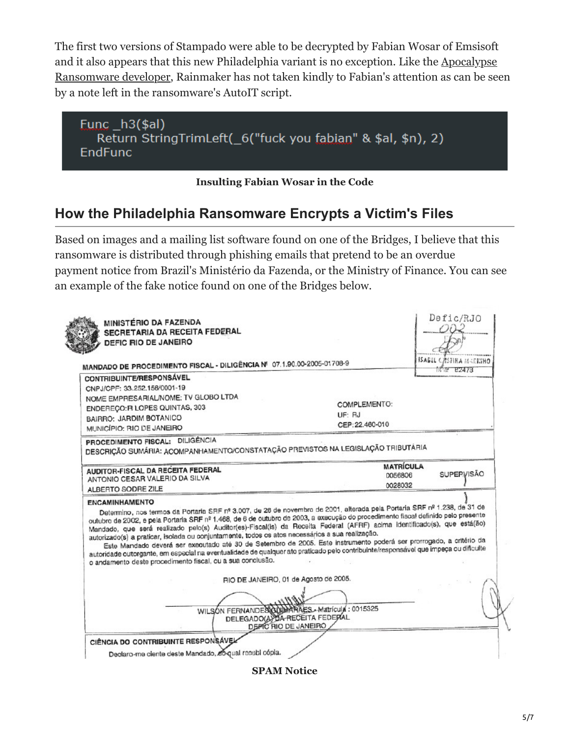The first two versions of Stampado were able to be decrypted by Fabian Wosar of Emsisoft and it also appears that this new Philadelphia variant is no exception. Like the Apocalypse Ransomware developer, Rainmaker has not taken kindly to Fabian's attention as can be seen by a note left in the ransomware's AutoIT script.

```
Func _h3($al)
    Return StringTrimLeft(_6("fuck you fabian" & $al, $n), 2)
EndFunc
```

**Insulting Fabian Wosar in the Code**

## How the Philadelphia Ransomware Encrypts a Victim's Files

Based on images and a mailing list software found on one of the Bridges, I believe that this ransomware is distributed through phishing emails that pretend to be an overdue payment notice from Brazil's Ministério da Fazenda, or the Ministry of Finance. You can see an example of the fake notice found on one of the Bridges below.

MINISTÉRIO DA FAZENDA
SECRETARIA DA RECEITA FEDERAL
DEFIC RIO DE JANEIRO

Defic/RJO
002

ISABEL CRISTINA MARINHO
Mat. 82473

MANDADO DE PROCEDIMENTO FISCAL - DILIGÊNCIA Nº 07.1.90.00-2005-01708-9

CONTRIBUINTE/RESPONSÁVEL
CNPJ/CPF: 33.252.156/0001-19
NOME EMPRESARIAL/NOME: TV GLOBO LTDA
ENDEREÇO: R LOPES QUINTAS, 303 — COMPLEMENTO:
BAIRRO: JARDIM BOTANICO — UF: RJ
MUNICÍPIO: RIO DE JANEIRO — CEP: 22.460-010

PROCEDIMENTO FISCAL: DILIGÊNCIA
DESCRIÇÃO SUMÁRIA: ACOMPANHAMENTO/CONSTATAÇÃO PREVISTOS NA LEGISLAÇÃO TRIBUTÁRIA

AUDITOR-FISCAL DA RECEITA FEDERAL — MATRÍCULA
ANTONIO CESAR VALERIO DA SILVA — 0056806 — SUPERVISÃO
ALBERTO SODRE ZILE — 0028032

ENCAMINHAMENTO
Determino, nos termos da Portaria SRF nº 3.007, de 26 de novembro de 2001, alterada pela Portaria SRF nº 1.238, de 31 de outubro de 2002, e pela Portaria SRF nº 1.468, de 6 de outubro de 2003, a execução do procedimento fiscal definido pelo presente Mandado, que será realizado pelo(s) Auditor(es)-Fiscal(is) da Receita Federal (AFRF) acima identificado(s), que está(ão) autorizado(s) a praticar, isolada ou conjuntamente, todos os atos necessários a sua realização.
Este Mandado deverá ser executado até 30 de Setembro de 2005. Este instrumento poderá ser prorrogado, a critério da autoridade outorgante, em especial na eventualidade de qualquer ato praticado pelo contribuinte/responsável que impeça ou dificulte o andamento deste procedimento fiscal, ou a sua conclusão.

RIO DE JANEIRO, 01 de Agosto de 2005.

WILSON FERNANDES GUIMARAES - Matrícula: 0015325
DELEGADO(A) DA RECEITA FEDERAL
DEFIC RIO DE JANEIRO

CIÊNCIA DO CONTRIBUINTE RESPONSÁVEL
Declaro-me ciente deste Mandado, do qual recebi cópia.

**SPAM Notice**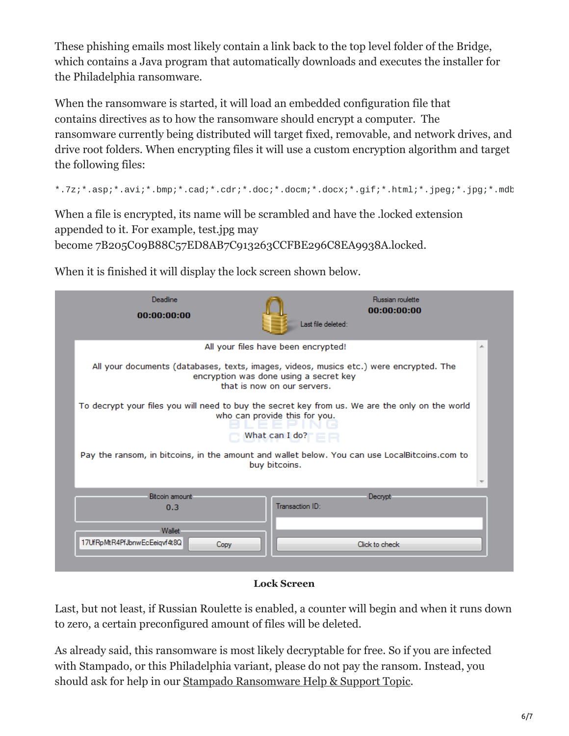These phishing emails most likely contain a link back to the top level folder of the Bridge, which contains a Java program that automatically downloads and executes the installer for the Philadelphia ransomware.

When the ransomware is started, it will load an embedded configuration file that contains directives as to how the ransomware should encrypt a computer. The ransomware currently being distributed will target fixed, removable, and network drives, and drive root folders. When encrypting files it will use a custom encryption algorithm and target the following files:

```
*.7z;*.asp;*.avi;*.bmp;*.cad;*.cdr;*.doc;*.docm;*.docx;*.gif;*.html;*.jpeg;*.jpg;*.mdb
```

When a file is encrypted, its name will be scrambled and have the .locked extension appended to it. For example, test.jpg may become 7B205C09B88C57ED8AB7C913263CCFBE296C8EA9938A.locked.

When it is finished it will display the lock screen shown below.

Deadline
00:00:00:00

Russian roulette
00:00:00:00
Last file deleted:

All your files have been encrypted!

All your documents (databases, texts, images, videos, musics etc.) were encrypted. The encryption was done using a secret key that is now on our servers.

To decrypt your files you will need to buy the secret key from us. We are the only on the world who can provide this for you.

What can I do?

Pay the ransom, in bitcoins, in the amount and wallet below. You can use LocalBitcoins.com to buy bitcoins.

Bitcoin amount
0.3

Wallet
17UfRpMtR4PfJbnwEcEeiqvf4t8Q Copy

Decrypt
Transaction ID:
Click to check

**Lock Screen**

Last, but not least, if Russian Roulette is enabled, a counter will begin and when it runs down to zero, a certain preconfigured amount of files will be deleted.

As already said, this ransomware is most likely decryptable for free. So if you are infected with Stampado, or this Philadelphia variant, please do not pay the ransom. Instead, you should ask for help in our Stampado Ransomware Help & Support Topic.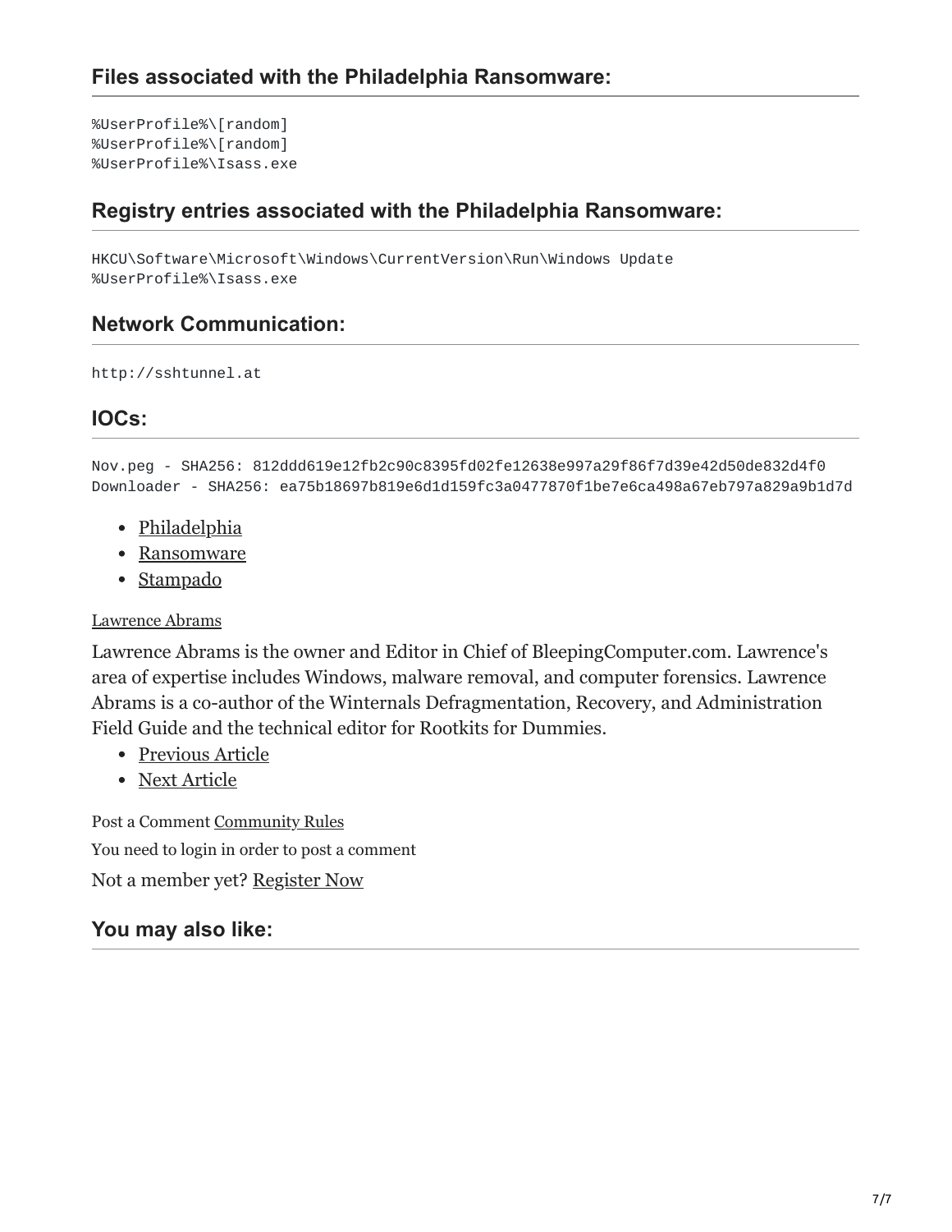## Files associated with the Philadelphia Ransomware:

```
%UserProfile%\[random]
%UserProfile%\[random]
%UserProfile%\Isass.exe
```

## Registry entries associated with the Philadelphia Ransomware:

```
HKCU\Software\Microsoft\Windows\CurrentVersion\Run\Windows Update
%UserProfile%\Isass.exe
```

## Network Communication:

```
http://sshtunnel.at
```

## IOCs:

```
Nov.peg - SHA256: 812ddd619e12fb2c90c8395fd02fe12638e997a29f86f7d39e42d50de832d4f0
Downloader - SHA256: ea75b18697b819e6d1d159fc3a0477870f1be7e6ca498a67eb797a829a9b1d7d
```

- Philadelphia
- Ransomware
- Stampado

Lawrence Abrams

Lawrence Abrams is the owner and Editor in Chief of BleepingComputer.com. Lawrence's area of expertise includes Windows, malware removal, and computer forensics. Lawrence Abrams is a co-author of the Winternals Defragmentation, Recovery, and Administration Field Guide and the technical editor for Rootkits for Dummies.

- Previous Article
- Next Article

Post a Comment Community Rules

You need to login in order to post a comment

Not a member yet? Register Now

## You may also like: